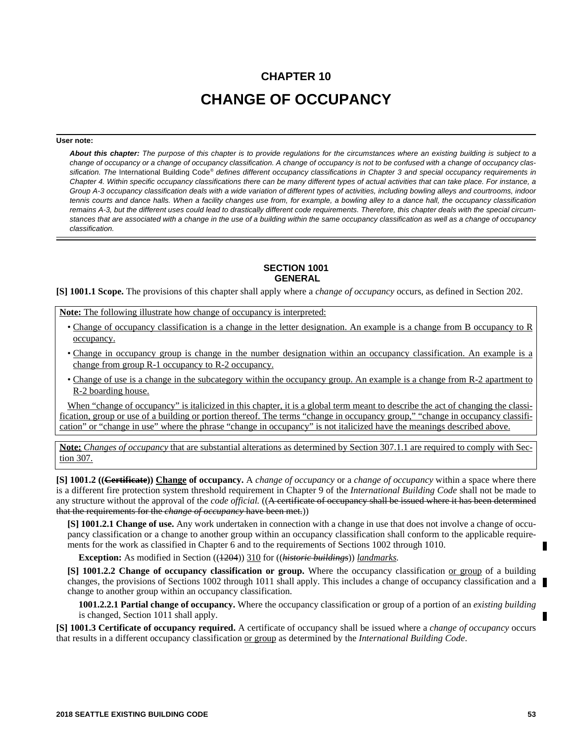# CHAPTER 10

# CHANGE OF OCCUPANCY

**User note:**

***About this chapter:*** *The purpose of this chapter is to provide regulations for the circumstances where an existing building is subject to a change of occupancy or a change of occupancy classification. A change of occupancy is not to be confused with a change of occupancy classification. The* International Building Code® *defines different occupancy classifications in Chapter 3 and special occupancy requirements in Chapter 4. Within specific occupancy classifications there can be many different types of actual activities that can take place. For instance, a Group A-3 occupancy classification deals with a wide variation of different types of activities, including bowling alleys and courtrooms, indoor tennis courts and dance halls. When a facility changes use from, for example, a bowling alley to a dance hall, the occupancy classification remains A-3, but the different uses could lead to drastically different code requirements. Therefore, this chapter deals with the special circumstances that are associated with a change in the use of a building within the same occupancy classification as well as a change of occupancy classification.*

## SECTION 1001
## GENERAL

**[S] 1001.1 Scope.** The provisions of this chapter shall apply where a *change of occupancy* occurs, as defined in Section 202.

> **Note:** The following illustrate how change of occupancy is interpreted:
>
> - Change of occupancy classification is a change in the letter designation. An example is a change from B occupancy to R occupancy.
> - Change in occupancy group is change in the number designation within an occupancy classification. An example is a change from group R-1 occupancy to R-2 occupancy.
> - Change of use is a change in the subcategory within the occupancy group. An example is a change from R-2 apartment to R-2 boarding house.
>
> When "change of occupancy" is italicized in this chapter, it is a global term meant to describe the act of changing the classification, group or use of a building or portion thereof. The terms "change in occupancy group," "change in occupancy classification" or "change in use" where the phrase "change in occupancy" is not italicized have the meanings described above.

> **Note:** *Changes of occupancy* that are substantial alterations as determined by Section 307.1.1 are required to comply with Section 307.

**[S] 1001.2 ((~~Certificate~~)) Change of occupancy.** A *change of occupancy* or a *change of occupancy* within a space where there is a different fire protection system threshold requirement in Chapter 9 of the *International Building Code* shall not be made to any structure without the approval of the *code official.* ((~~A certificate of occupancy shall be issued where it has been determined that the requirements for the *change of occupancy* have been met.~~))

**[S] 1001.2.1 Change of use.** Any work undertaken in connection with a change in use that does not involve a change of occupancy classification or a change to another group within an occupancy classification shall conform to the applicable requirements for the work as classified in Chapter 6 and to the requirements of Sections 1002 through 1010.

**Exception:** As modified in Section ((~~1204~~)) 310 for ((~~*historic buildings*~~)) *landmarks.*

**[S] 1001.2.2 Change of occupancy classification or group.** Where the occupancy classification or group of a building changes, the provisions of Sections 1002 through 1011 shall apply. This includes a change of occupancy classification and a change to another group within an occupancy classification.

**1001.2.2.1 Partial change of occupancy.** Where the occupancy classification or group of a portion of an *existing building* is changed, Section 1011 shall apply.

**[S] 1001.3 Certificate of occupancy required.** A certificate of occupancy shall be issued where a *change of occupancy* occurs that results in a different occupancy classification or group as determined by the *International Building Code*.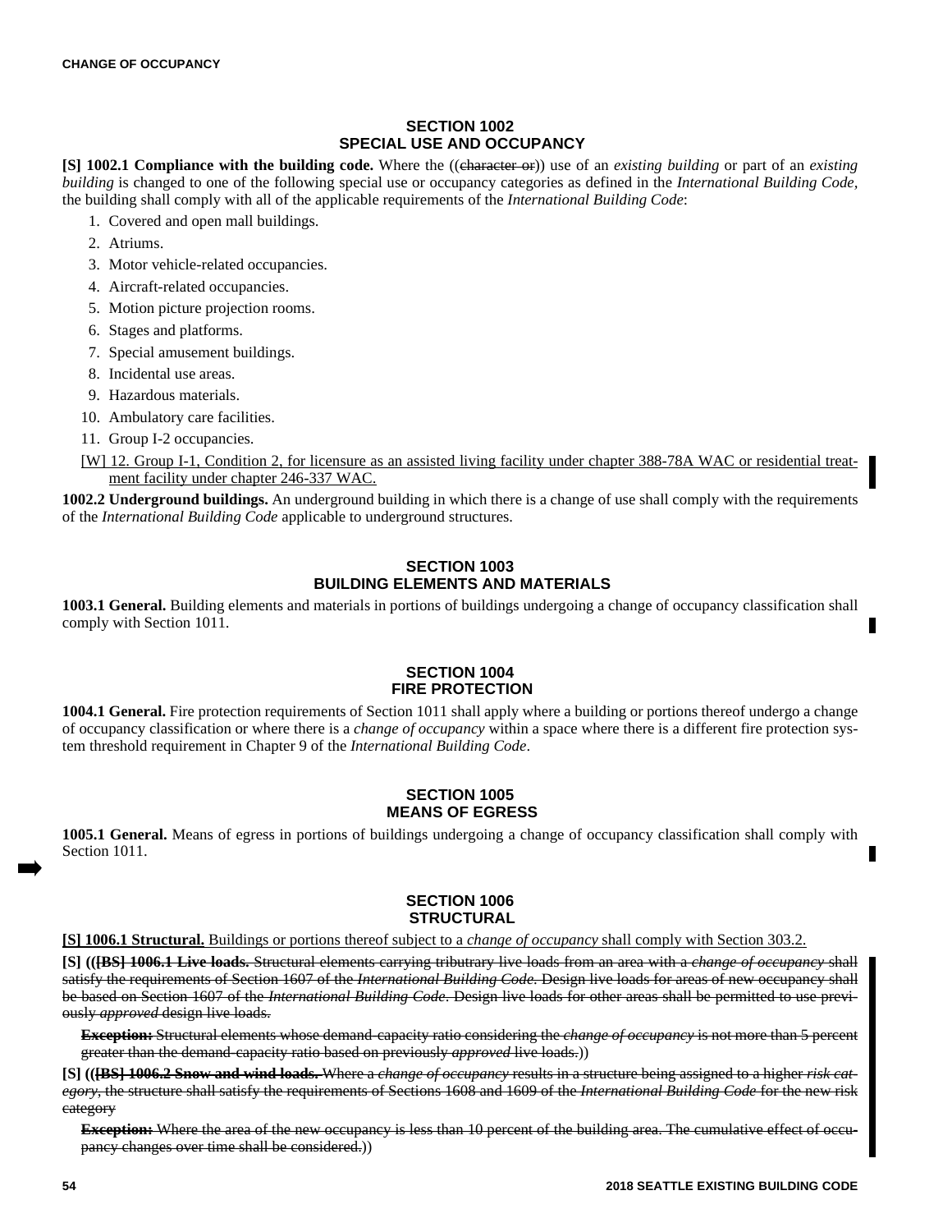## SECTION 1002
## SPECIAL USE AND OCCUPANCY

**[S] 1002.1 Compliance with the building code.** Where the ((~~character or~~)) use of an *existing building* or part of an *existing building* is changed to one of the following special use or occupancy categories as defined in the *International Building Code*, the building shall comply with all of the applicable requirements of the *International Building Code*:

1. Covered and open mall buildings.
2. Atriums.
3. Motor vehicle-related occupancies.
4. Aircraft-related occupancies.
5. Motion picture projection rooms.
6. Stages and platforms.
7. Special amusement buildings.
8. Incidental use areas.
9. Hazardous materials.
10. Ambulatory care facilities.
11. Group I-2 occupancies.

[W] 12. <u>Group I-1, Condition 2, for licensure as an assisted living facility under chapter 388-78A WAC or residential treatment facility under chapter 246-337 WAC.</u>

**1002.2 Underground buildings.** An underground building in which there is a change of use shall comply with the requirements of the *International Building Code* applicable to underground structures.

## SECTION 1003
## BUILDING ELEMENTS AND MATERIALS

**1003.1 General.** Building elements and materials in portions of buildings undergoing a change of occupancy classification shall comply with Section 1011.

## SECTION 1004
## FIRE PROTECTION

**1004.1 General.** Fire protection requirements of Section 1011 shall apply where a building or portions thereof undergo a change of occupancy classification or where there is a *change of occupancy* within a space where there is a different fire protection system threshold requirement in Chapter 9 of the *International Building Code*.

## SECTION 1005
## MEANS OF EGRESS

**1005.1 General.** Means of egress in portions of buildings undergoing a change of occupancy classification shall comply with Section 1011.

## SECTION 1006
## STRUCTURAL

<u>**[S] 1006.1 Structural.** Buildings or portions thereof subject to a *change of occupancy* shall comply with Section 303.2.</u>

**[S] ((~~[BS] 1006.1 Live loads.~~** ~~Structural elements carrying tributrary live loads from an area with a *change of occupancy* shall satisfy the requirements of Section 1607 of the *International Building Code*. Design live loads for areas of new occupancy shall be based on Section 1607 of the *International Building Code*. Design live loads for other areas shall be permitted to use previously *approved* design live loads.~~

~~**Exception:** Structural elements whose demand-capacity ratio considering the *change of occupancy* is not more than 5 percent greater than the demand-capacity ratio based on previously *approved* live loads.~~))

**[S] ((~~[BS] 1006.2 Snow and wind loads.~~** ~~Where a *change of occupancy* results in a structure being assigned to a higher *risk category*, the structure shall satisfy the requirements of Sections 1608 and 1609 of the *International Building Code* for the new risk category~~

~~**Exception:** Where the area of the new occupancy is less than 10 percent of the building area. The cumulative effect of occupancy changes over time shall be considered.~~))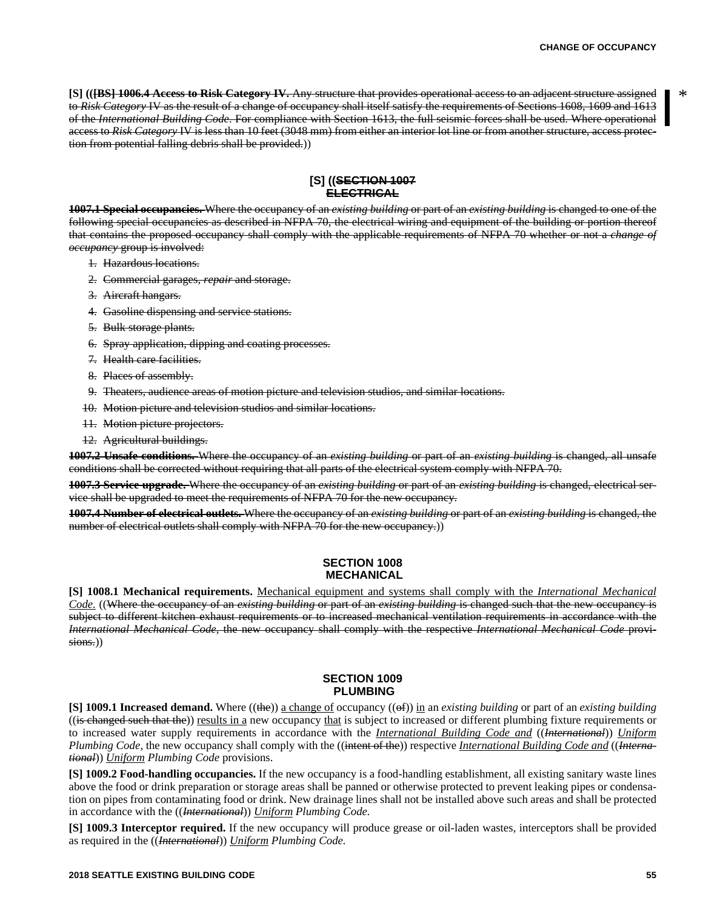**[S] ((~~[BS] 1006.4 Access to Risk Category IV.~~** ~~Any structure that provides operational access to an adjacent structure assigned to *Risk Category* IV as the result of a change of occupancy shall itself satisfy the requirements of Sections 1608, 1609 and 1613 of the *International Building Code*. For compliance with Section 1613, the full seismic forces shall be used. Where operational access to *Risk Category* IV is less than 10 feet (3048 mm) from either an interior lot line or from another structure, access protection from potential falling debris shall be provided.~~))

## [S] ((~~SECTION 1007~~ ~~ELECTRICAL~~

~~**1007.1 Special occupancies.** Where the occupancy of an *existing building* or part of an *existing building* is changed to one of the following special occupancies as described in NFPA 70, the electrical wiring and equipment of the building or portion thereof that contains the proposed occupancy shall comply with the applicable requirements of NFPA 70 whether or not a *change of occupancy* group is involved:~~

1. ~~Hazardous locations.~~
2. ~~Commercial garages, *repair* and storage.~~
3. ~~Aircraft hangars.~~
4. ~~Gasoline dispensing and service stations.~~
5. ~~Bulk storage plants.~~
6. ~~Spray application, dipping and coating processes.~~
7. ~~Health care facilities.~~
8. ~~Places of assembly.~~
9. ~~Theaters, audience areas of motion picture and television studios, and similar locations.~~
10. ~~Motion picture and television studios and similar locations.~~
11. ~~Motion picture projectors.~~
12. ~~Agricultural buildings.~~

~~**1007.2 Unsafe conditions.** Where the occupancy of an *existing building* or part of an *existing building* is changed, all unsafe conditions shall be corrected without requiring that all parts of the electrical system comply with NFPA 70.~~

~~**1007.3 Service upgrade.** Where the occupancy of an *existing building* or part of an *existing building* is changed, electrical service shall be upgraded to meet the requirements of NFPA 70 for the new occupancy.~~

~~**1007.4 Number of electrical outlets.** Where the occupancy of an *existing building* or part of an *existing building* is changed, the number of electrical outlets shall comply with NFPA 70 for the new occupancy.~~))

## SECTION 1008 MECHANICAL

**[S] 1008.1 Mechanical requirements.** <u>Mechanical equipment and systems shall comply with the *International Mechanical Code.*</u> ((~~Where the occupancy of an *existing building* or part of an *existing building* is changed such that the new occupancy is subject to different kitchen exhaust requirements or to increased mechanical ventilation requirements in accordance with the *International Mechanical Code*, the new occupancy shall comply with the respective *International Mechanical Code* provisions.~~))

## SECTION 1009 PLUMBING

**[S] 1009.1 Increased demand.** Where ((~~the~~)) <u>a change of</u> occupancy ((~~of~~)) <u>in</u> an *existing building* or part of an *existing building* ((~~is changed such that the~~)) <u>results in a</u> new occupancy <u>that</u> is subject to increased or different plumbing fixture requirements or to increased water supply requirements in accordance with the <u>*International Building Code and*</u> ((~~*International*~~)) <u>*Uniform*</u> *Plumbing Code,* the new occupancy shall comply with the ((~~intent of the~~)) respective <u>*International Building Code and*</u> ((~~*International*~~)) <u>*Uniform*</u> *Plumbing Code* provisions.

**[S] 1009.2 Food-handling occupancies.** If the new occupancy is a food-handling establishment, all existing sanitary waste lines above the food or drink preparation or storage areas shall be panned or otherwise protected to prevent leaking pipes or condensation on pipes from contaminating food or drink. New drainage lines shall not be installed above such areas and shall be protected in accordance with the ((~~*International*~~)) <u>*Uniform*</u> *Plumbing Code.*

**[S] 1009.3 Interceptor required.** If the new occupancy will produce grease or oil-laden wastes, interceptors shall be provided as required in the ((~~*International*~~)) <u>*Uniform*</u> *Plumbing Code.*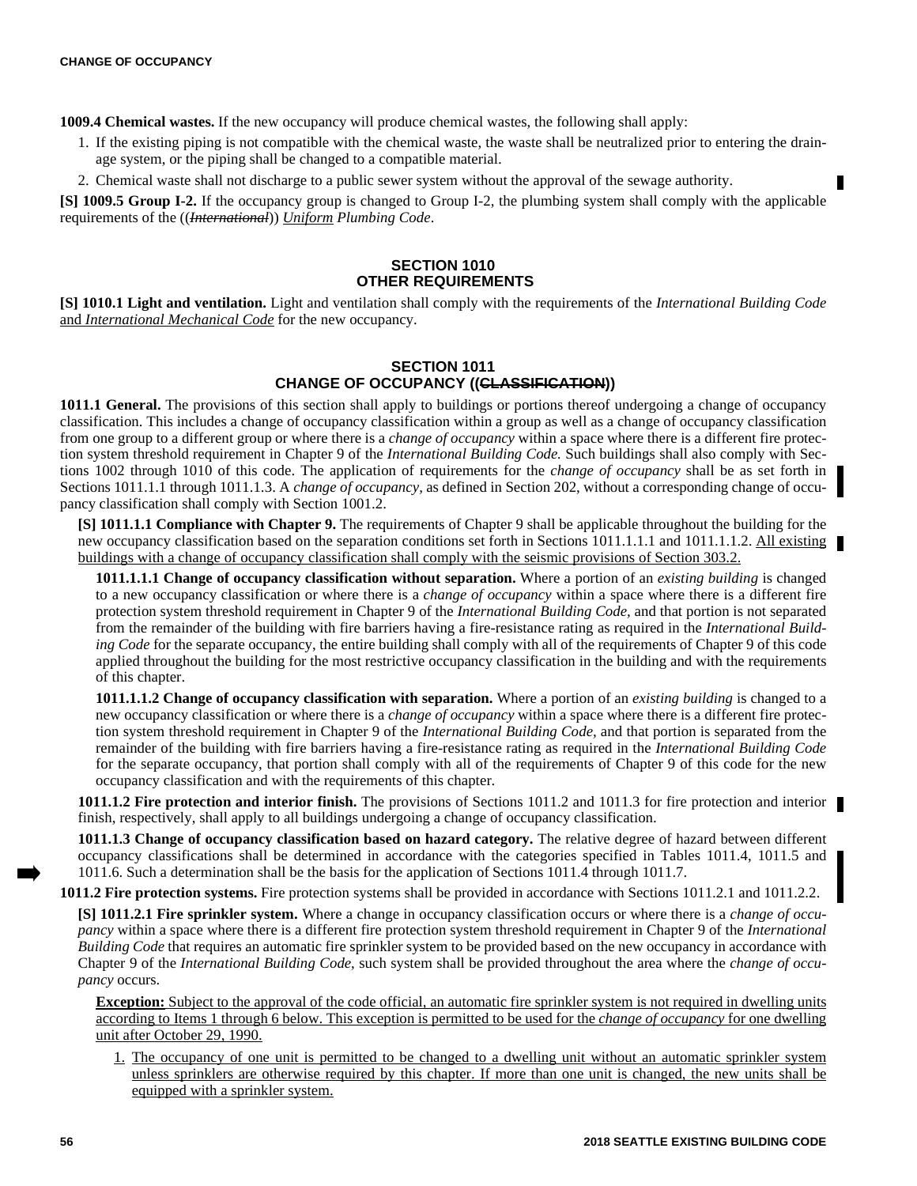**1009.4 Chemical wastes.** If the new occupancy will produce chemical wastes, the following shall apply:

1. If the existing piping is not compatible with the chemical waste, the waste shall be neutralized prior to entering the drainage system, or the piping shall be changed to a compatible material.
2. Chemical waste shall not discharge to a public sewer system without the approval of the sewage authority.

**[S] 1009.5 Group I-2.** If the occupancy group is changed to Group I-2, the plumbing system shall comply with the applicable requirements of the ((~~*International*~~)) <u>*Uniform*</u> *Plumbing Code*.

## SECTION 1010 OTHER REQUIREMENTS

**[S] 1010.1 Light and ventilation.** Light and ventilation shall comply with the requirements of the *International Building Code* <u>and *International Mechanical Code*</u> for the new occupancy.

## SECTION 1011 CHANGE OF OCCUPANCY ((~~CLASSIFICATION~~))

**1011.1 General.** The provisions of this section shall apply to buildings or portions thereof undergoing a change of occupancy classification. This includes a change of occupancy classification within a group as well as a change of occupancy classification from one group to a different group or where there is a *change of occupancy* within a space where there is a different fire protection system threshold requirement in Chapter 9 of the *International Building Code.* Such buildings shall also comply with Sections 1002 through 1010 of this code. The application of requirements for the *change of occupancy* shall be as set forth in Sections 1011.1.1 through 1011.1.3. A *change of occupancy*, as defined in Section 202, without a corresponding change of occupancy classification shall comply with Section 1001.2.

**[S] 1011.1.1 Compliance with Chapter 9.** The requirements of Chapter 9 shall be applicable throughout the building for the new occupancy classification based on the separation conditions set forth in Sections 1011.1.1.1 and 1011.1.1.2. <u>All existing buildings with a change of occupancy classification shall comply with the seismic provisions of Section 303.2.</u>

**1011.1.1.1 Change of occupancy classification without separation.** Where a portion of an *existing building* is changed to a new occupancy classification or where there is a *change of occupancy* within a space where there is a different fire protection system threshold requirement in Chapter 9 of the *International Building Code*, and that portion is not separated from the remainder of the building with fire barriers having a fire-resistance rating as required in the *International Building Code* for the separate occupancy, the entire building shall comply with all of the requirements of Chapter 9 of this code applied throughout the building for the most restrictive occupancy classification in the building and with the requirements of this chapter.

**1011.1.1.2 Change of occupancy classification with separation.** Where a portion of an *existing building* is changed to a new occupancy classification or where there is a *change of occupancy* within a space where there is a different fire protection system threshold requirement in Chapter 9 of the *International Building Code*, and that portion is separated from the remainder of the building with fire barriers having a fire-resistance rating as required in the *International Building Code* for the separate occupancy, that portion shall comply with all of the requirements of Chapter 9 of this code for the new occupancy classification and with the requirements of this chapter.

**1011.1.2 Fire protection and interior finish.** The provisions of Sections 1011.2 and 1011.3 for fire protection and interior finish, respectively, shall apply to all buildings undergoing a change of occupancy classification.

**1011.1.3 Change of occupancy classification based on hazard category.** The relative degree of hazard between different occupancy classifications shall be determined in accordance with the categories specified in Tables 1011.4, 1011.5 and 1011.6. Such a determination shall be the basis for the application of Sections 1011.4 through 1011.7.

**1011.2 Fire protection systems.** Fire protection systems shall be provided in accordance with Sections 1011.2.1 and 1011.2.2.

**[S] 1011.2.1 Fire sprinkler system.** Where a change in occupancy classification occurs or where there is a *change of occupancy* within a space where there is a different fire protection system threshold requirement in Chapter 9 of the *International Building Code* that requires an automatic fire sprinkler system to be provided based on the new occupancy in accordance with Chapter 9 of the *International Building Code*, such system shall be provided throughout the area where the *change of occupancy* occurs.

<u>**Exception:** Subject to the approval of the code official, an automatic fire sprinkler system is not required in dwelling units according to Items 1 through 6 below. This exception is permitted to be used for the *change of occupancy* for one dwelling unit after October 29, 1990.</u>

1. <u>The occupancy of one unit is permitted to be changed to a dwelling unit without an automatic sprinkler system unless sprinklers are otherwise required by this chapter. If more than one unit is changed, the new units shall be equipped with a sprinkler system.</u>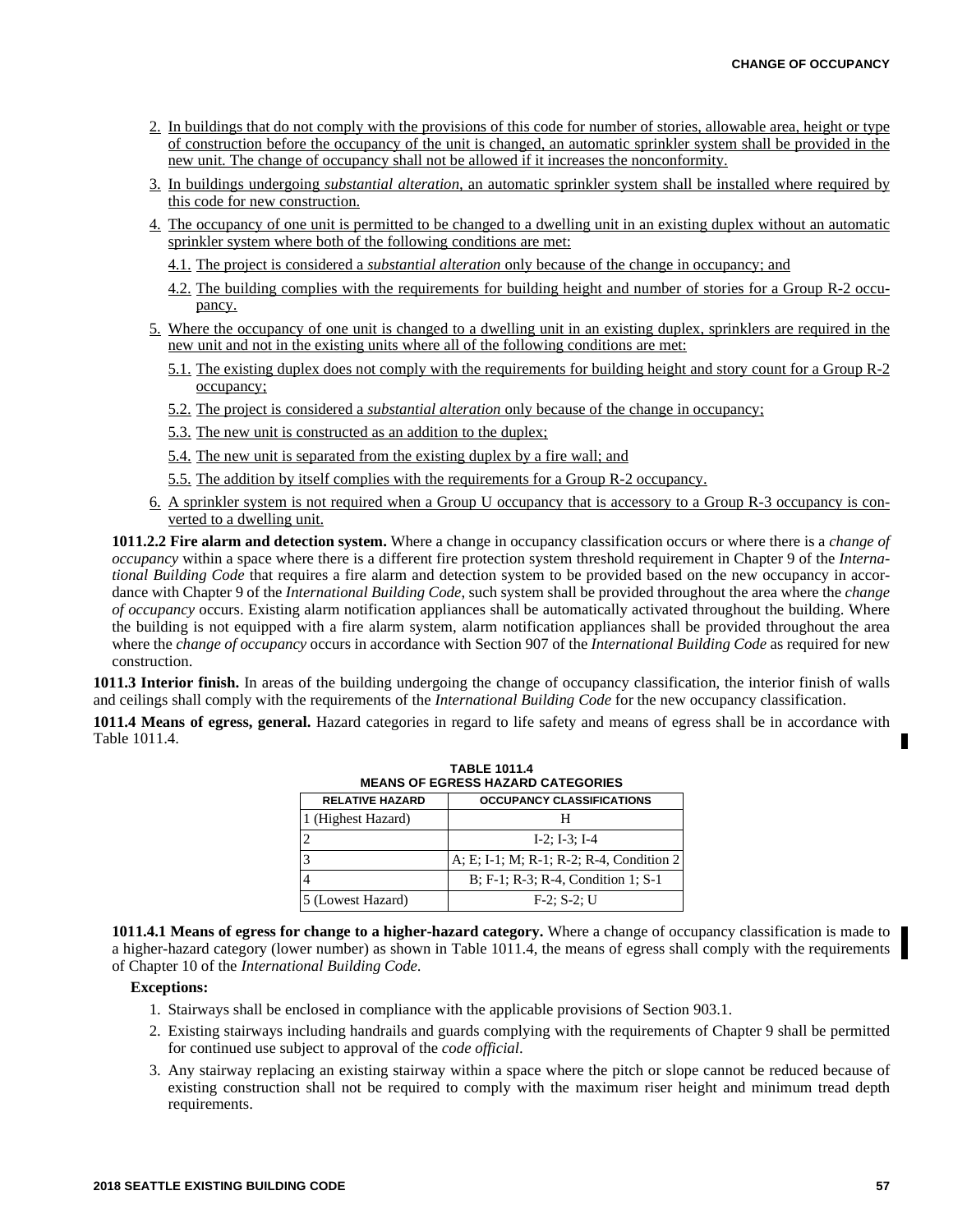2. In buildings that do not comply with the provisions of this code for number of stories, allowable area, height or type of construction before the occupancy of the unit is changed, an automatic sprinkler system shall be provided in the new unit. The change of occupancy shall not be allowed if it increases the nonconformity.
3. In buildings undergoing *substantial alteration*, an automatic sprinkler system shall be installed where required by this code for new construction.
4. The occupancy of one unit is permitted to be changed to a dwelling unit in an existing duplex without an automatic sprinkler system where both of the following conditions are met:
   - 4.1. The project is considered a *substantial alteration* only because of the change in occupancy; and
   - 4.2. The building complies with the requirements for building height and number of stories for a Group R-2 occupancy.
5. Where the occupancy of one unit is changed to a dwelling unit in an existing duplex, sprinklers are required in the new unit and not in the existing units where all of the following conditions are met:
   - 5.1. The existing duplex does not comply with the requirements for building height and story count for a Group R-2 occupancy;
   - 5.2. The project is considered a *substantial alteration* only because of the change in occupancy;
   - 5.3. The new unit is constructed as an addition to the duplex;
   - 5.4. The new unit is separated from the existing duplex by a fire wall; and
   - 5.5. The addition by itself complies with the requirements for a Group R-2 occupancy.
6. A sprinkler system is not required when a Group U occupancy that is accessory to a Group R-3 occupancy is converted to a dwelling unit.

**1011.2.2 Fire alarm and detection system.** Where a change in occupancy classification occurs or where there is a *change of occupancy* within a space where there is a different fire protection system threshold requirement in Chapter 9 of the *International Building Code* that requires a fire alarm and detection system to be provided based on the new occupancy in accordance with Chapter 9 of the *International Building Code,* such system shall be provided throughout the area where the *change of occupancy* occurs. Existing alarm notification appliances shall be automatically activated throughout the building. Where the building is not equipped with a fire alarm system, alarm notification appliances shall be provided throughout the area where the *change of occupancy* occurs in accordance with Section 907 of the *International Building Code* as required for new construction.

**1011.3 Interior finish.** In areas of the building undergoing the change of occupancy classification, the interior finish of walls and ceilings shall comply with the requirements of the *International Building Code* for the new occupancy classification.

**1011.4 Means of egress, general.** Hazard categories in regard to life safety and means of egress shall be in accordance with Table 1011.4.

**TABLE 1011.4**
**MEANS OF EGRESS HAZARD CATEGORIES**

| RELATIVE HAZARD | OCCUPANCY CLASSIFICATIONS |
| --- | --- |
| 1 (Highest Hazard) | H |
| 2 | I-2; I-3; I-4 |
| 3 | A; E; I-1; M; R-1; R-2; R-4, Condition 2 |
| 4 | B; F-1; R-3; R-4, Condition 1; S-1 |
| 5 (Lowest Hazard) | F-2; S-2; U |

**1011.4.1 Means of egress for change to a higher-hazard category.** Where a change of occupancy classification is made to a higher-hazard category (lower number) as shown in Table 1011.4, the means of egress shall comply with the requirements of Chapter 10 of the *International Building Code.*

**Exceptions:**

1. Stairways shall be enclosed in compliance with the applicable provisions of Section 903.1.
2. Existing stairways including handrails and guards complying with the requirements of Chapter 9 shall be permitted for continued use subject to approval of the *code official.*
3. Any stairway replacing an existing stairway within a space where the pitch or slope cannot be reduced because of existing construction shall not be required to comply with the maximum riser height and minimum tread depth requirements.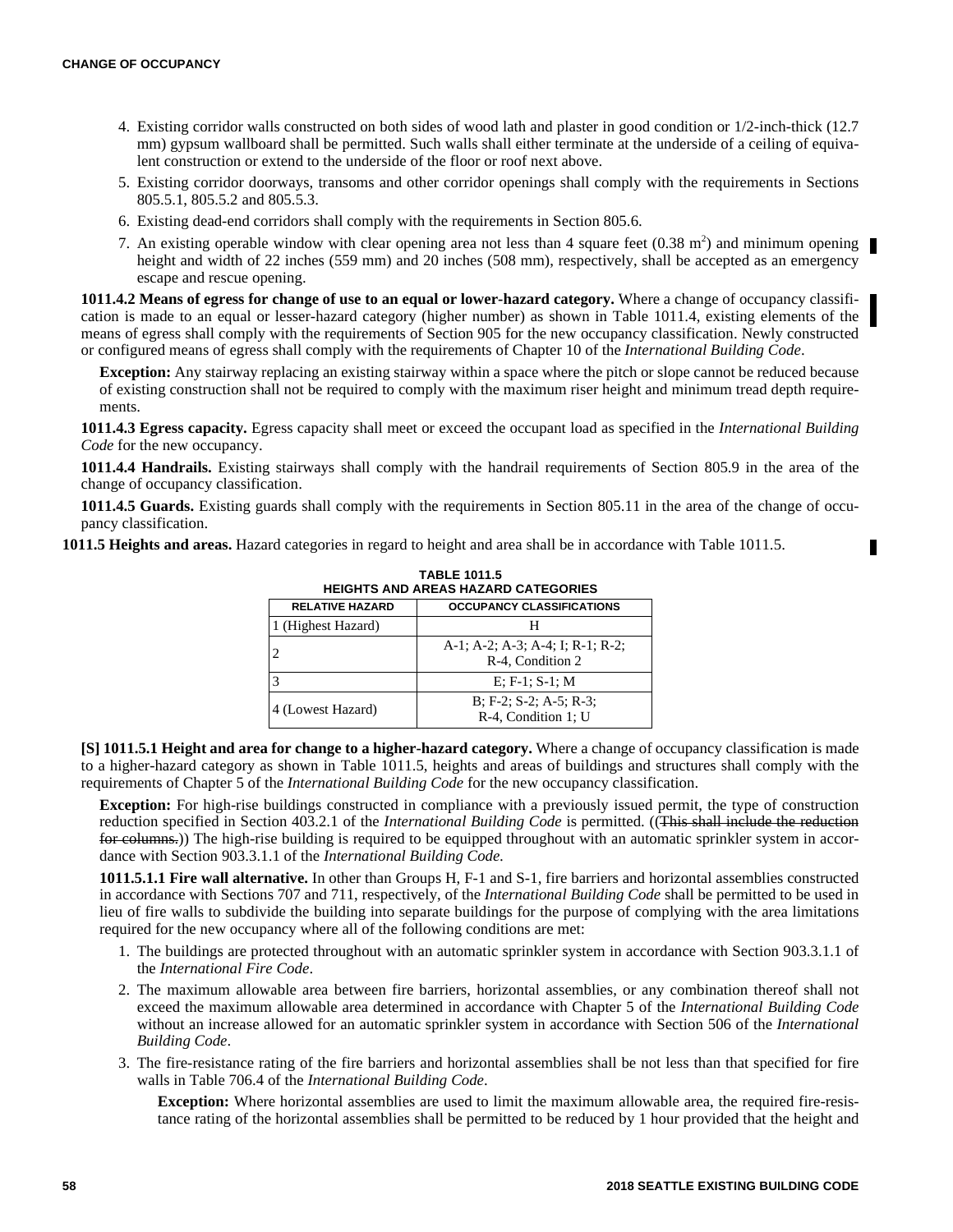4. Existing corridor walls constructed on both sides of wood lath and plaster in good condition or 1/2-inch-thick (12.7 mm) gypsum wallboard shall be permitted. Such walls shall either terminate at the underside of a ceiling of equivalent construction or extend to the underside of the floor or roof next above.
5. Existing corridor doorways, transoms and other corridor openings shall comply with the requirements in Sections 805.5.1, 805.5.2 and 805.5.3.
6. Existing dead-end corridors shall comply with the requirements in Section 805.6.
7. An existing operable window with clear opening area not less than 4 square feet (0.38 $m^2$) and minimum opening height and width of 22 inches (559 mm) and 20 inches (508 mm), respectively, shall be accepted as an emergency escape and rescue opening.

**1011.4.2 Means of egress for change of use to an equal or lower-hazard category.** Where a change of occupancy classification is made to an equal or lesser-hazard category (higher number) as shown in Table 1011.4, existing elements of the means of egress shall comply with the requirements of Section 905 for the new occupancy classification. Newly constructed or configured means of egress shall comply with the requirements of Chapter 10 of the *International Building Code*.

**Exception:** Any stairway replacing an existing stairway within a space where the pitch or slope cannot be reduced because of existing construction shall not be required to comply with the maximum riser height and minimum tread depth requirements.

**1011.4.3 Egress capacity.** Egress capacity shall meet or exceed the occupant load as specified in the *International Building Code* for the new occupancy.

**1011.4.4 Handrails.** Existing stairways shall comply with the handrail requirements of Section 805.9 in the area of the change of occupancy classification.

**1011.4.5 Guards.** Existing guards shall comply with the requirements in Section 805.11 in the area of the change of occupancy classification.

**1011.5 Heights and areas.** Hazard categories in regard to height and area shall be in accordance with Table 1011.5.

**TABLE 1011.5**
**HEIGHTS AND AREAS HAZARD CATEGORIES**

| RELATIVE HAZARD | OCCUPANCY CLASSIFICATIONS |
|---|---|
| 1 (Highest Hazard) | H |
| 2 | A-1; A-2; A-3; A-4; I; R-1; R-2; R-4, Condition 2 |
| 3 | E; F-1; S-1; M |
| 4 (Lowest Hazard) | B; F-2; S-2; A-5; R-3; R-4, Condition 1; U |

**[S] 1011.5.1 Height and area for change to a higher-hazard category.** Where a change of occupancy classification is made to a higher-hazard category as shown in Table 1011.5, heights and areas of buildings and structures shall comply with the requirements of Chapter 5 of the *International Building Code* for the new occupancy classification.

**Exception:** For high-rise buildings constructed in compliance with a previously issued permit, the type of construction reduction specified in Section 403.2.1 of the *International Building Code* is permitted. ((~~This shall include the reduction for columns.~~)) The high-rise building is required to be equipped throughout with an automatic sprinkler system in accordance with Section 903.3.1.1 of the *International Building Code.*

**1011.5.1.1 Fire wall alternative.** In other than Groups H, F-1 and S-1, fire barriers and horizontal assemblies constructed in accordance with Sections 707 and 711, respectively, of the *International Building Code* shall be permitted to be used in lieu of fire walls to subdivide the building into separate buildings for the purpose of complying with the area limitations required for the new occupancy where all of the following conditions are met:

1. The buildings are protected throughout with an automatic sprinkler system in accordance with Section 903.3.1.1 of the *International Fire Code*.
2. The maximum allowable area between fire barriers, horizontal assemblies, or any combination thereof shall not exceed the maximum allowable area determined in accordance with Chapter 5 of the *International Building Code* without an increase allowed for an automatic sprinkler system in accordance with Section 506 of the *International Building Code*.
3. The fire-resistance rating of the fire barriers and horizontal assemblies shall be not less than that specified for fire walls in Table 706.4 of the *International Building Code*.

   **Exception:** Where horizontal assemblies are used to limit the maximum allowable area, the required fire-resistance rating of the horizontal assemblies shall be permitted to be reduced by 1 hour provided that the height and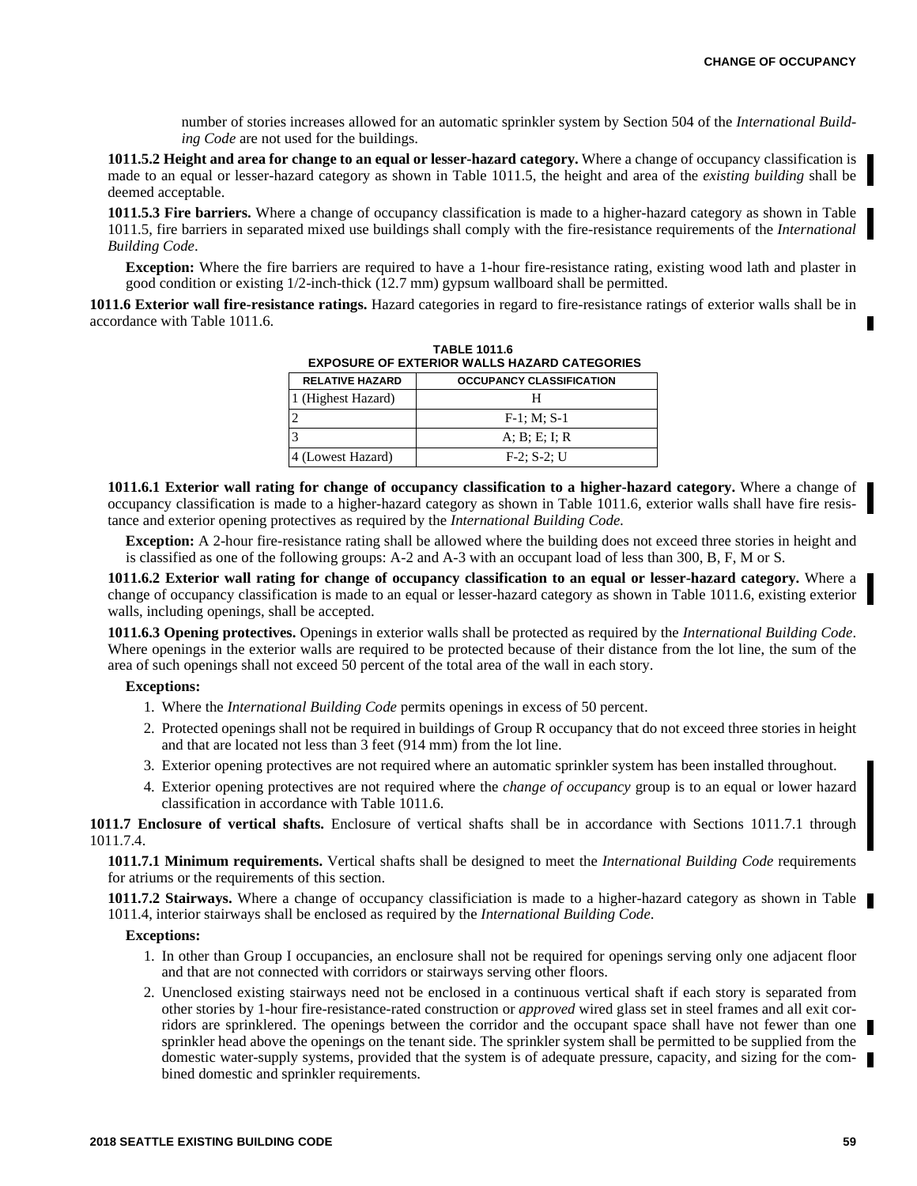number of stories increases allowed for an automatic sprinkler system by Section 504 of the *International Building Code* are not used for the buildings.

**1011.5.2 Height and area for change to an equal or lesser-hazard category.** Where a change of occupancy classification is made to an equal or lesser-hazard category as shown in Table 1011.5, the height and area of the *existing building* shall be deemed acceptable.

**1011.5.3 Fire barriers.** Where a change of occupancy classification is made to a higher-hazard category as shown in Table 1011.5, fire barriers in separated mixed use buildings shall comply with the fire-resistance requirements of the *International Building Code*.

**Exception:** Where the fire barriers are required to have a 1-hour fire-resistance rating, existing wood lath and plaster in good condition or existing 1/2-inch-thick (12.7 mm) gypsum wallboard shall be permitted.

**1011.6 Exterior wall fire-resistance ratings.** Hazard categories in regard to fire-resistance ratings of exterior walls shall be in accordance with Table 1011.6.

**TABLE 1011.6**
**EXPOSURE OF EXTERIOR WALLS HAZARD CATEGORIES**

| RELATIVE HAZARD | OCCUPANCY CLASSIFICATION |
|---|---|
| 1 (Highest Hazard) | H |
| 2 | F-1; M; S-1 |
| 3 | A; B; E; I; R |
| 4 (Lowest Hazard) | F-2; S-2; U |

**1011.6.1 Exterior wall rating for change of occupancy classification to a higher-hazard category.** Where a change of occupancy classification is made to a higher-hazard category as shown in Table 1011.6, exterior walls shall have fire resistance and exterior opening protectives as required by the *International Building Code*.

**Exception:** A 2-hour fire-resistance rating shall be allowed where the building does not exceed three stories in height and is classified as one of the following groups: A-2 and A-3 with an occupant load of less than 300, B, F, M or S.

**1011.6.2 Exterior wall rating for change of occupancy classification to an equal or lesser-hazard category.** Where a change of occupancy classification is made to an equal or lesser-hazard category as shown in Table 1011.6, existing exterior walls, including openings, shall be accepted.

**1011.6.3 Opening protectives.** Openings in exterior walls shall be protected as required by the *International Building Code*. Where openings in the exterior walls are required to be protected because of their distance from the lot line, the sum of the area of such openings shall not exceed 50 percent of the total area of the wall in each story.

**Exceptions:**

1. Where the *International Building Code* permits openings in excess of 50 percent.
2. Protected openings shall not be required in buildings of Group R occupancy that do not exceed three stories in height and that are located not less than 3 feet (914 mm) from the lot line.
3. Exterior opening protectives are not required where an automatic sprinkler system has been installed throughout.
4. Exterior opening protectives are not required where the *change of occupancy* group is to an equal or lower hazard classification in accordance with Table 1011.6.

**1011.7 Enclosure of vertical shafts.** Enclosure of vertical shafts shall be in accordance with Sections 1011.7.1 through 1011.7.4.

**1011.7.1 Minimum requirements.** Vertical shafts shall be designed to meet the *International Building Code* requirements for atriums or the requirements of this section.

**1011.7.2 Stairways.** Where a change of occupancy classificiation is made to a higher-hazard category as shown in Table 1011.4, interior stairways shall be enclosed as required by the *International Building Code*.

**Exceptions:**

1. In other than Group I occupancies, an enclosure shall not be required for openings serving only one adjacent floor and that are not connected with corridors or stairways serving other floors.
2. Unenclosed existing stairways need not be enclosed in a continuous vertical shaft if each story is separated from other stories by 1-hour fire-resistance-rated construction or *approved* wired glass set in steel frames and all exit corridors are sprinklered. The openings between the corridor and the occupant space shall have not fewer than one sprinkler head above the openings on the tenant side. The sprinkler system shall be permitted to be supplied from the domestic water-supply systems, provided that the system is of adequate pressure, capacity, and sizing for the combined domestic and sprinkler requirements.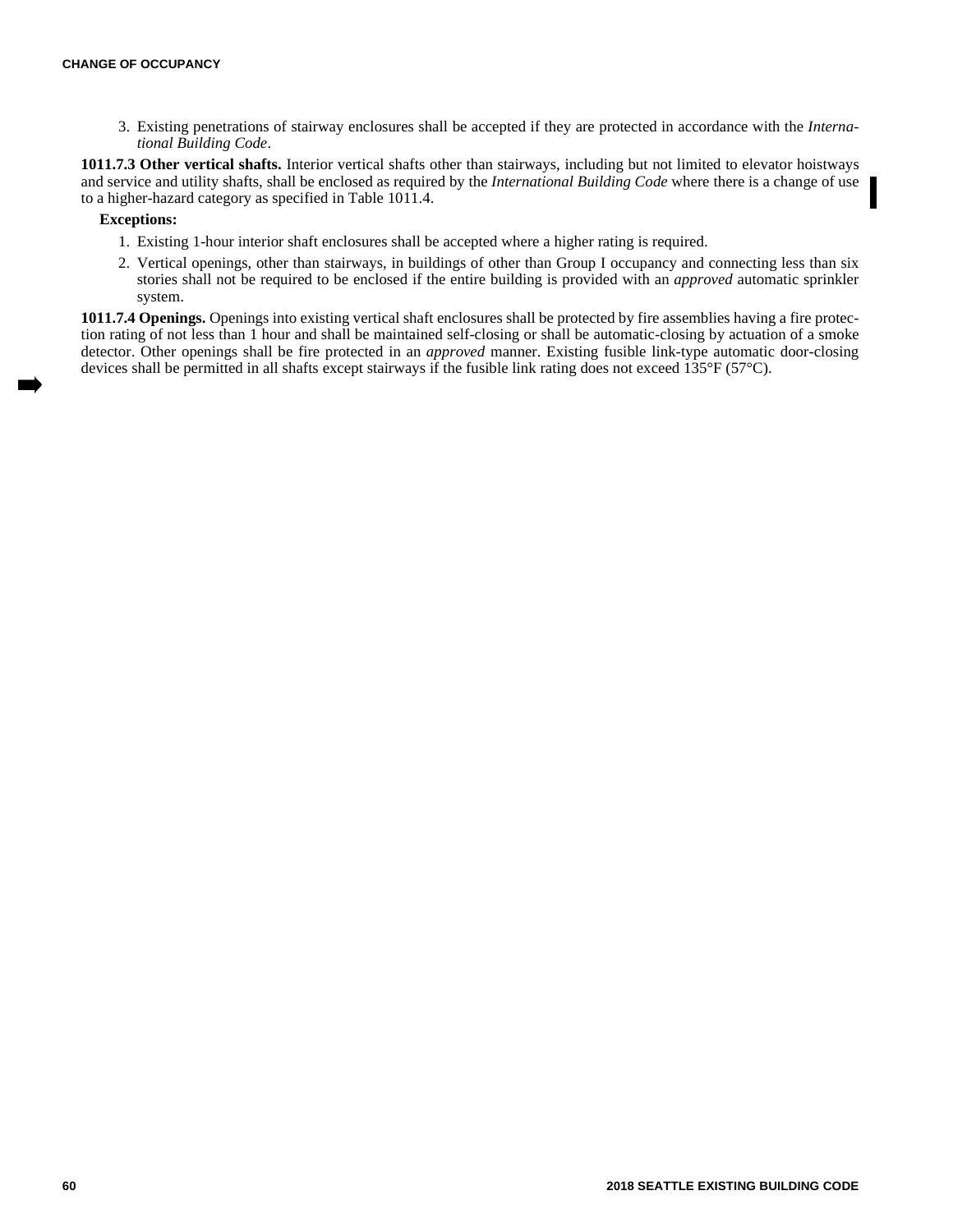3. Existing penetrations of stairway enclosures shall be accepted if they are protected in accordance with the *International Building Code*.

**1011.7.3 Other vertical shafts.** Interior vertical shafts other than stairways, including but not limited to elevator hoistways and service and utility shafts, shall be enclosed as required by the *International Building Code* where there is a change of use to a higher-hazard category as specified in Table 1011.4.

**Exceptions:**

1. Existing 1-hour interior shaft enclosures shall be accepted where a higher rating is required.
2. Vertical openings, other than stairways, in buildings of other than Group I occupancy and connecting less than six stories shall not be required to be enclosed if the entire building is provided with an *approved* automatic sprinkler system.

**1011.7.4 Openings.** Openings into existing vertical shaft enclosures shall be protected by fire assemblies having a fire protection rating of not less than 1 hour and shall be maintained self-closing or shall be automatic-closing by actuation of a smoke detector. Other openings shall be fire protected in an *approved* manner. Existing fusible link-type automatic door-closing devices shall be permitted in all shafts except stairways if the fusible link rating does not exceed 135°F (57°C).